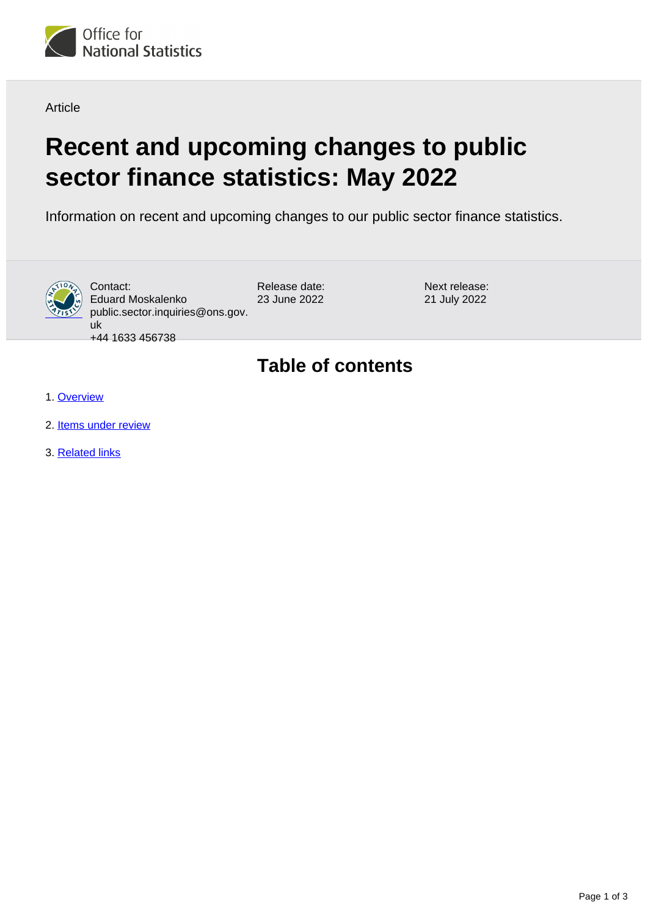Article

# Recent and upcoming changes to public sector finance statistics: May 2022

Information on recent and upcoming changes to our public sector finance statistics.

Contact:
Eduard Moskalenko
public.sector.inquiries@ons.gov.uk
+44 1633 456738

Release date:
23 June 2022

Next release:
21 July 2022

## Table of contents

1. Overview
2. Items under review
3. Related links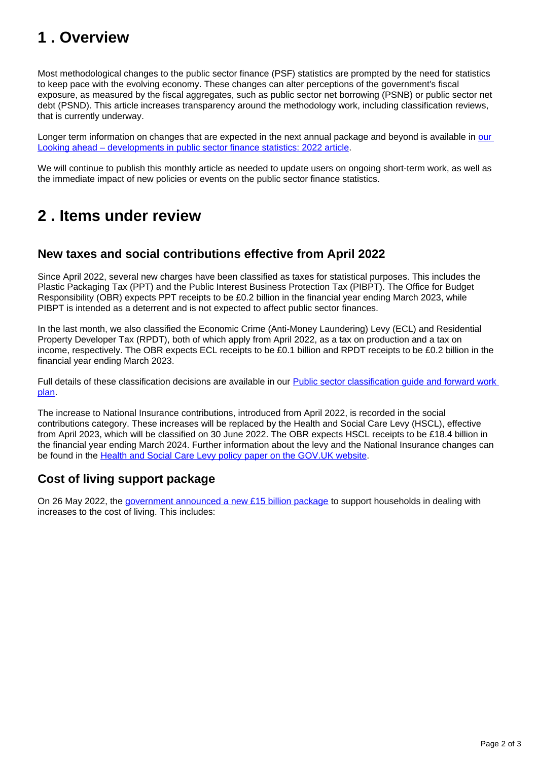## 1 . Overview

Most methodological changes to the public sector finance (PSF) statistics are prompted by the need for statistics to keep pace with the evolving economy. These changes can alter perceptions of the government's fiscal exposure, as measured by the fiscal aggregates, such as public sector net borrowing (PSNB) or public sector net debt (PSND). This article increases transparency around the methodology work, including classification reviews, that is currently underway.

Longer term information on changes that are expected in the next annual package and beyond is available in [our Looking ahead – developments in public sector finance statistics: 2022 article](#).

We will continue to publish this monthly article as needed to update users on ongoing short-term work, as well as the immediate impact of new policies or events on the public sector finance statistics.

## 2 . Items under review

### New taxes and social contributions effective from April 2022

Since April 2022, several new charges have been classified as taxes for statistical purposes. This includes the Plastic Packaging Tax (PPT) and the Public Interest Business Protection Tax (PIBPT). The Office for Budget Responsibility (OBR) expects PPT receipts to be £0.2 billion in the financial year ending March 2023, while PIBPT is intended as a deterrent and is not expected to affect public sector finances.

In the last month, we also classified the Economic Crime (Anti-Money Laundering) Levy (ECL) and Residential Property Developer Tax (RPDT), both of which apply from April 2022, as a tax on production and a tax on income, respectively. The OBR expects ECL receipts to be £0.1 billion and RPDT receipts to be £0.2 billion in the financial year ending March 2023.

Full details of these classification decisions are available in our [Public sector classification guide and forward work plan](#).

The increase to National Insurance contributions, introduced from April 2022, is recorded in the social contributions category. These increases will be replaced by the Health and Social Care Levy (HSCL), effective from April 2023, which will be classified on 30 June 2022. The OBR expects HSCL receipts to be £18.4 billion in the financial year ending March 2024. Further information about the levy and the National Insurance changes can be found in the [Health and Social Care Levy policy paper on the GOV.UK website](#).

### Cost of living support package

On 26 May 2022, the [government announced a new £15 billion package](#) to support households in dealing with increases to the cost of living. This includes: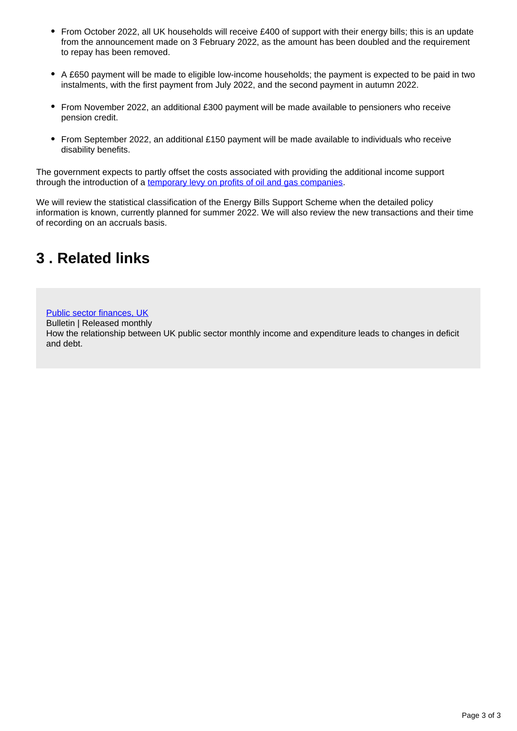- From October 2022, all UK households will receive £400 of support with their energy bills; this is an update from the announcement made on 3 February 2022, as the amount has been doubled and the requirement to repay has been removed.
- A £650 payment will be made to eligible low-income households; the payment is expected to be paid in two instalments, with the first payment from July 2022, and the second payment in autumn 2022.
- From November 2022, an additional £300 payment will be made available to pensioners who receive pension credit.
- From September 2022, an additional £150 payment will be made available to individuals who receive disability benefits.

The government expects to partly offset the costs associated with providing the additional income support through the introduction of a temporary levy on profits of oil and gas companies.

We will review the statistical classification of the Energy Bills Support Scheme when the detailed policy information is known, currently planned for summer 2022. We will also review the new transactions and their time of recording on an accruals basis.

## 3 . Related links

Public sector finances, UK
Bulletin | Released monthly
How the relationship between UK public sector monthly income and expenditure leads to changes in deficit and debt.